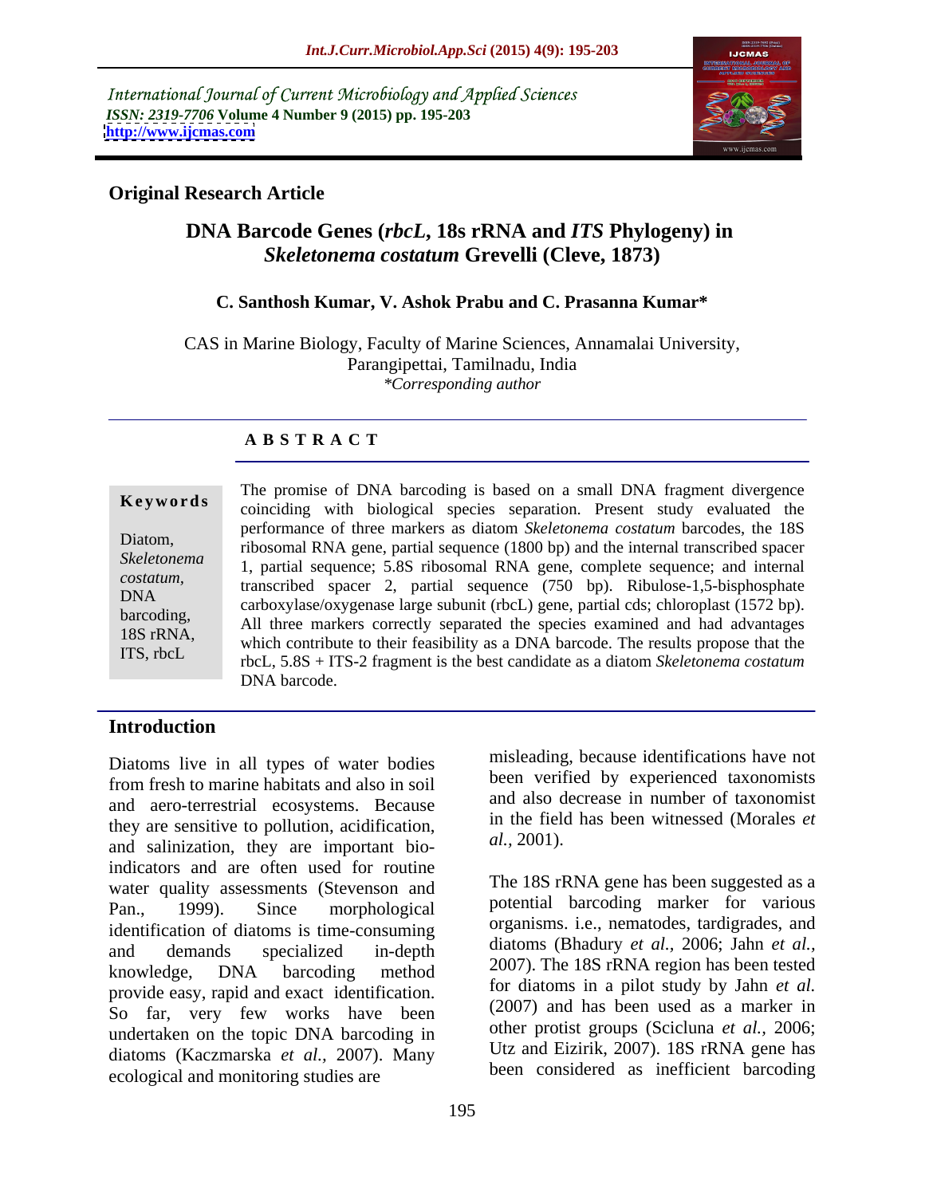International Journal of Current Microbiology and Applied Sciences
*ISSN: 2319-7706* **Volume 4 Number 9 (2015) pp. 195-203**
**http://www.ijcmas.com**

**Original Research Article**

# DNA Barcode Genes (*rbcL*, 18s rRNA and *ITS* Phylogeny) in *Skeletonema costatum* Grevelli (Cleve, 1873)

**C. Santhosh Kumar, V. Ashok Prabu and C. Prasanna Kumar***

CAS in Marine Biology, Faculty of Marine Sciences, Annamalai University, Parangipettai, Tamilnadu, India
*\*Corresponding author*

## A B S T R A C T

**Keywords**

Diatom, *Skeletonema costatum,* DNA barcoding, 18S rRNA, ITS, rbcL

The promise of DNA barcoding is based on a small DNA fragment divergence coinciding with biological species separation. Present study evaluated the performance of three markers as diatom *Skeletonema costatum* barcodes, the 18S ribosomal RNA gene, partial sequence (1800 bp) and the internal transcribed spacer 1, partial sequence; 5.8S ribosomal RNA gene, complete sequence; and internal transcribed spacer 2, partial sequence (750 bp). Ribulose-1,5-bisphosphate carboxylase/oxygenase large subunit (rbcL) gene, partial cds; chloroplast (1572 bp). All three markers correctly separated the species examined and had advantages which contribute to their feasibility as a DNA barcode. The results propose that the rbcL, 5.8S + ITS-2 fragment is the best candidate as a diatom *Skeletonema costatum* DNA barcode.

## Introduction

Diatoms live in all types of water bodies from fresh to marine habitats and also in soil and aero-terrestrial ecosystems. Because they are sensitive to pollution, acidification, and salinization, they are important bio-indicators and are often used for routine water quality assessments (Stevenson and Pan., 1999). Since morphological identification of diatoms is time-consuming and demands specialized in-depth knowledge, DNA barcoding method provide easy, rapid and exact identification. So far, very few works have been undertaken on the topic DNA barcoding in diatoms (Kaczmarska *et al.,* 2007). Many ecological and monitoring studies are misleading, because identifications have not been verified by experienced taxonomists and also decrease in number of taxonomist in the field has been witnessed (Morales *et al.*, 2001).

The 18S rRNA gene has been suggested as a potential barcoding marker for various organisms. i.e., nematodes, tardigrades, and diatoms (Bhadury *et al.,* 2006; Jahn *et al.,* 2007). The 18S rRNA region has been tested for diatoms in a pilot study by Jahn *et al.* (2007) and has been used as a marker in other protist groups (Scicluna *et al.,* 2006; Utz and Eizirik, 2007). 18S rRNA gene has been considered as inefficient barcoding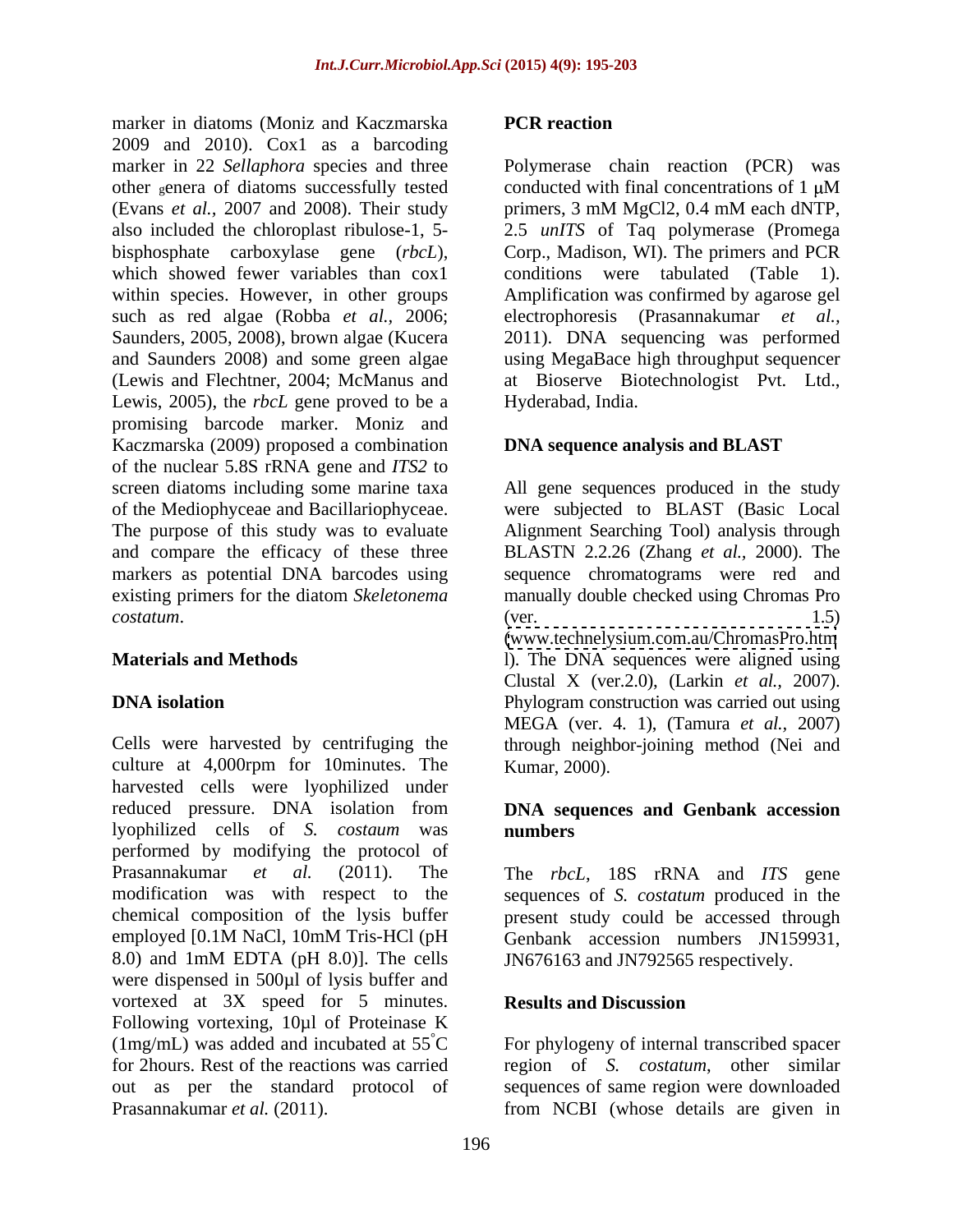marker in diatoms (Moniz and Kaczmarska 2009 and 2010). Cox1 as a barcoding marker in 22 *Sellaphora* species and three other genera of diatoms successfully tested (Evans *et al.*, 2007 and 2008). Their study also included the chloroplast ribulose-1, 5-bisphosphate carboxylase gene (*rbcL*), which showed fewer variables than cox1 within species. However, in other groups such as red algae (Robba *et al.*, 2006; Saunders, 2005, 2008), brown algae (Kucera and Saunders 2008) and some green algae (Lewis and Flechtner, 2004; McManus and Lewis, 2005), the *rbcL* gene proved to be a promising barcode marker. Moniz and Kaczmarska (2009) proposed a combination of the nuclear 5.8S rRNA gene and *ITS2* to screen diatoms including some marine taxa of the Mediophyceae and Bacillariophyceae. The purpose of this study was to evaluate and compare the efficacy of these three markers as potential DNA barcodes using existing primers for the diatom *Skeletonema costatum*.

## Materials and Methods

### DNA isolation

Cells were harvested by centrifuging the culture at 4,000rpm for 10minutes. The harvested cells were lyophilized under reduced pressure. DNA isolation from lyophilized cells of *S. costaum* was performed by modifying the protocol of Prasannakumar *et al.* (2011). The modification was with respect to the chemical composition of the lysis buffer employed [0.1M NaCl, 10mM Tris-HCl (pH 8.0) and 1mM EDTA (pH 8.0)]. The cells were dispensed in 500µl of lysis buffer and vortexed at 3X speed for 5 minutes. Following vortexing, 10µl of Proteinase K (1mg/mL) was added and incubated at 55°C for 2hours. Rest of the reactions was carried out as per the standard protocol of Prasannakumar *et al.* (2011).

### PCR reaction

Polymerase chain reaction (PCR) was conducted with final concentrations of 1 µM primers, 3 mM MgCl2, 0.4 mM each dNTP, 2.5 *unITS* of Taq polymerase (Promega Corp., Madison, WI). The primers and PCR conditions were tabulated (Table 1). Amplification was confirmed by agarose gel electrophoresis (Prasannakumar *et al.*, 2011). DNA sequencing was performed using MegaBace high throughput sequencer at Bioserve Biotechnologist Pvt. Ltd., Hyderabad, India.

### DNA sequence analysis and BLAST

All gene sequences produced in the study were subjected to BLAST (Basic Local Alignment Searching Tool) analysis through BLASTN 2.2.26 (Zhang *et al.*, 2000). The sequence chromatograms were red and manually double checked using Chromas Pro (ver. 1.5) (www.technelysium.com.au/ChromasPro.html). The DNA sequences were aligned using Clustal X (ver.2.0), (Larkin *et al.*, 2007). Phylogram construction was carried out using MEGA (ver. 4. 1), (Tamura *et al.*, 2007) through neighbor-joining method (Nei and Kumar, 2000).

### DNA sequences and Genbank accession numbers

The *rbcL*, 18S rRNA and *ITS* gene sequences of *S. costatum* produced in the present study could be accessed through Genbank accession numbers JN159931, JN676163 and JN792565 respectively.

## Results and Discussion

For phylogeny of internal transcribed spacer region of *S. costatum*, other similar sequences of same region were downloaded from NCBI (whose details are given in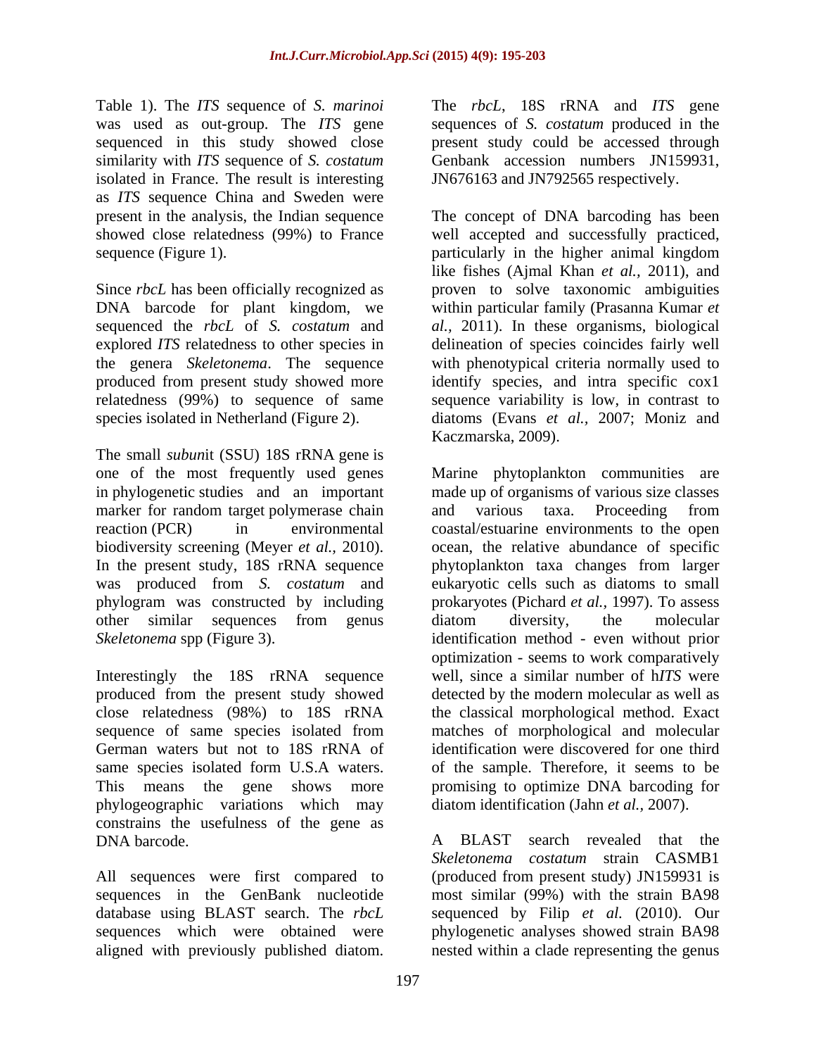Table 1). The *ITS* sequence of *S. marinoi* was used as out-group. The *ITS* gene sequenced in this study showed close similarity with *ITS* sequence of *S. costatum* isolated in France. The result is interesting as *ITS* sequence China and Sweden were present in the analysis, the Indian sequence showed close relatedness (99%) to France sequence (Figure 1).

Since *rbcL* has been officially recognized as DNA barcode for plant kingdom, we sequenced the *rbcL* of *S. costatum* and explored *ITS* relatedness to other species in the genera *Skeletonema*. The sequence produced from present study showed more relatedness (99%) to sequence of same species isolated in Netherland (Figure 2).

The small *subun*it (SSU) 18S rRNA gene is one of the most frequently used genes in phylogenetic studies and an important marker for random target polymerase chain reaction (PCR) in environmental biodiversity screening (Meyer *et al.,* 2010). In the present study, 18S rRNA sequence was produced from *S. costatum* and phylogram was constructed by including other similar sequences from genus *Skeletonema* spp (Figure 3).

Interestingly the 18S rRNA sequence produced from the present study showed close relatedness (98%) to 18S rRNA sequence of same species isolated from German waters but not to 18S rRNA of same species isolated form U.S.A waters. This means the gene shows more phylogeographic variations which may constrains the usefulness of the gene as DNA barcode.

All sequences were first compared to sequences in the GenBank nucleotide database using BLAST search. The *rbcL* sequences which were obtained were aligned with previously published diatom.

The *rbcL*, 18S rRNA and *ITS* gene sequences of *S. costatum* produced in the present study could be accessed through Genbank accession numbers JN159931, JN676163 and JN792565 respectively.

The concept of DNA barcoding has been well accepted and successfully practiced, particularly in the higher animal kingdom like fishes (Ajmal Khan *et al.,* 2011), and proven to solve taxonomic ambiguities within particular family (Prasanna Kumar *et al.,* 2011). In these organisms, biological delineation of species coincides fairly well with phenotypical criteria normally used to identify species, and intra specific cox1 sequence variability is low, in contrast to diatoms (Evans *et al.,* 2007; Moniz and Kaczmarska, 2009).

Marine phytoplankton communities are made up of organisms of various size classes and various taxa. Proceeding from coastal/estuarine environments to the open ocean, the relative abundance of specific phytoplankton taxa changes from larger eukaryotic cells such as diatoms to small prokaryotes (Pichard *et al.,* 1997). To assess diatom diversity, the molecular identification method - even without prior optimization - seems to work comparatively well, since a similar number of h*ITS* were detected by the modern molecular as well as the classical morphological method. Exact matches of morphological and molecular identification were discovered for one third of the sample. Therefore, it seems to be promising to optimize DNA barcoding for diatom identification (Jahn *et al.,* 2007).

A BLAST search revealed that the *Skeletonema costatum* strain CASMB1 (produced from present study) JN159931 is most similar (99%) with the strain BA98 sequenced by Filip *et al.* (2010). Our phylogenetic analyses showed strain BA98 nested within a clade representing the genus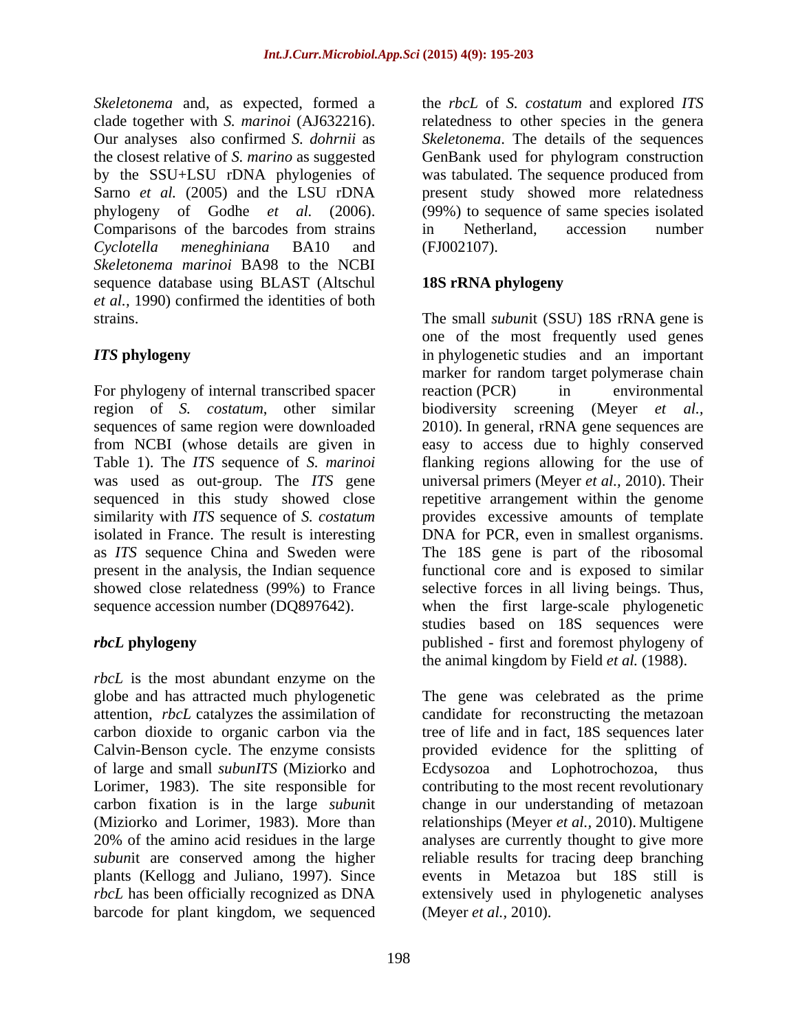*Skeletonema* and, as expected, formed a clade together with *S. marinoi* (AJ632216). Our analyses also confirmed *S. dohrnii* as the closest relative of *S. marino* as suggested by the SSU+LSU rDNA phylogenies of Sarno *et al.* (2005) and the LSU rDNA phylogeny of Godhe *et al.* (2006). Comparisons of the barcodes from strains *Cyclotella meneghiniana* BA10 and *Skeletonema marinoi* BA98 to the NCBI sequence database using BLAST (Altschul *et al.*, 1990) confirmed the identities of both strains.

### *ITS* phylogeny

For phylogeny of internal transcribed spacer region of *S. costatum*, other similar sequences of same region were downloaded from NCBI (whose details are given in Table 1). The *ITS* sequence of *S. marinoi* was used as out-group. The *ITS* gene sequenced in this study showed close similarity with *ITS* sequence of *S. costatum* isolated in France. The result is interesting as *ITS* sequence China and Sweden were present in the analysis, the Indian sequence showed close relatedness (99%) to France sequence accession number (DQ897642).

### *rbcL* phylogeny

*rbcL* is the most abundant enzyme on the globe and has attracted much phylogenetic attention, *rbcL* catalyzes the assimilation of carbon dioxide to organic carbon via the Calvin-Benson cycle. The enzyme consists of large and small *subunITS* (Miziorko and Lorimer, 1983). The site responsible for carbon fixation is in the large *subun*it (Miziorko and Lorimer, 1983). More than 20% of the amino acid residues in the large *subun*it are conserved among the higher plants (Kellogg and Juliano, 1997). Since *rbcL* has been officially recognized as DNA barcode for plant kingdom, we sequenced the *rbcL* of *S. costatum* and explored *ITS* relatedness to other species in the genera *Skeletonema*. The details of the sequences GenBank used for phylogram construction was tabulated. The sequence produced from present study showed more relatedness (99%) to sequence of same species isolated in Netherland, accession number (FJ002107).

### 18S rRNA phylogeny

The small *subun*it (SSU) 18S rRNA gene is one of the most frequently used genes in phylogenetic studies and an important marker for random target polymerase chain reaction (PCR) in environmental biodiversity screening (Meyer *et al.*, 2010). In general, rRNA gene sequences are easy to access due to highly conserved flanking regions allowing for the use of universal primers (Meyer *et al.*, 2010). Their repetitive arrangement within the genome provides excessive amounts of template DNA for PCR, even in smallest organisms. The 18S gene is part of the ribosomal functional core and is exposed to similar selective forces in all living beings. Thus, when the first large-scale phylogenetic studies based on 18S sequences were published - first and foremost phylogeny of the animal kingdom by Field *et al.* (1988).

The gene was celebrated as the prime candidate for reconstructing the metazoan tree of life and in fact, 18S sequences later provided evidence for the splitting of Ecdysozoa and Lophotrochozoa, thus contributing to the most recent revolutionary change in our understanding of metazoan relationships (Meyer *et al.*, 2010). Multigene analyses are currently thought to give more reliable results for tracing deep branching events in Metazoa but 18S still is extensively used in phylogenetic analyses (Meyer *et al.*, 2010).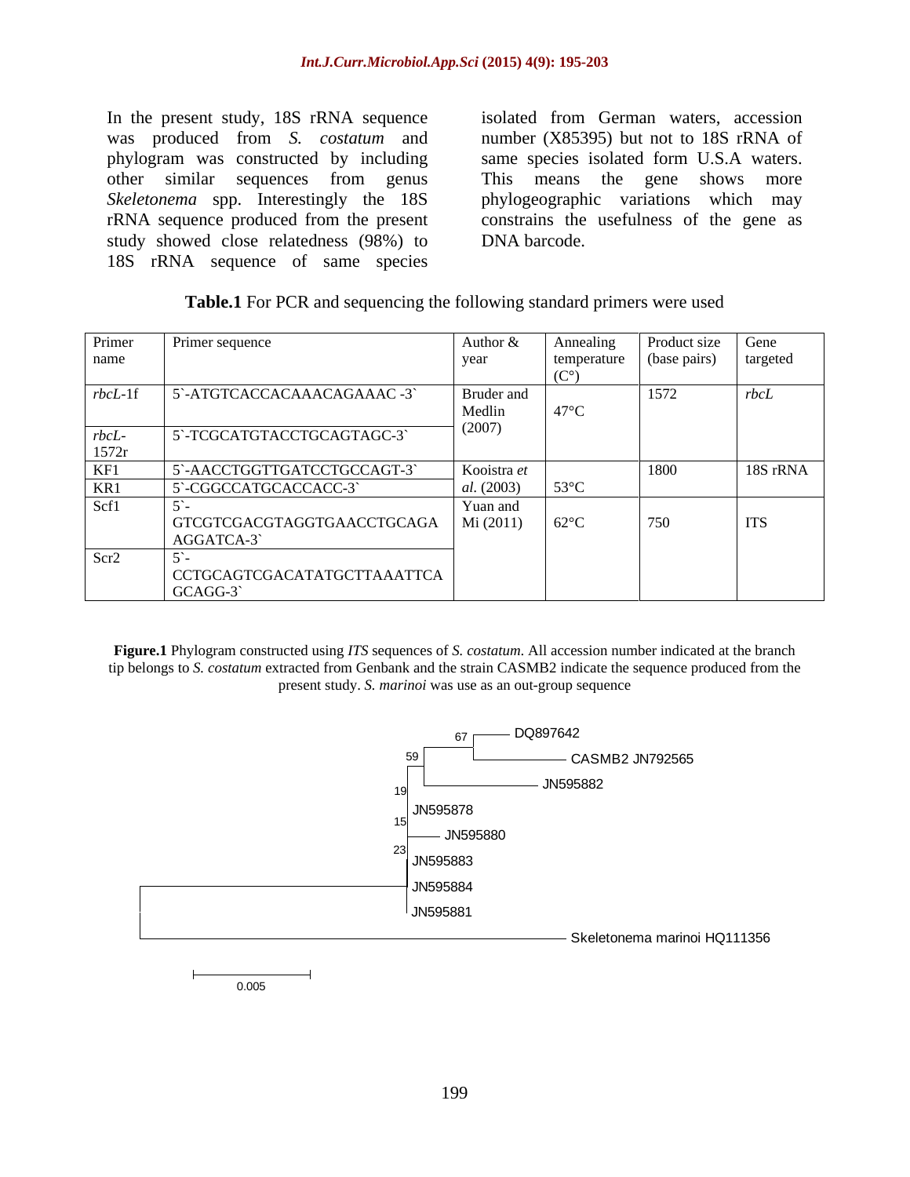In the present study, 18S rRNA sequence was produced from *S. costatum* and phylogram was constructed by including other similar sequences from genus *Skeletonema* spp. Interestingly the 18S rRNA sequence produced from the present study showed close relatedness (98%) to 18S rRNA sequence of same species isolated from German waters, accession number (X85395) but not to 18S rRNA of same species isolated form U.S.A waters. This means the gene shows more phylogeographic variations which may constrains the usefulness of the gene as DNA barcode.

**Table.1** For PCR and sequencing the following standard primers were used

| Primer name | Primer sequence | Author & year | Annealing temperature (C°) | Product size (base pairs) | Gene targeted |
|---|---|---|---|---|---|
| *rbcL*-1f | 5`-ATGTCACCACAAACAGAAAC -3` | Bruder and Medlin (2007) | 47°C | 1572 | *rbcL* |
| *rbcL*-1572r | 5`-TCGCATGTACCTGCAGTAGC-3` | | | | |
| KF1 | 5`-AACCTGGTTGATCCTGCCAGT-3` | Kooistra *et al*. (2003) | 53°C | 1800 | 18S rRNA |
| KR1 | 5`-CGGCCATGCACCACC-3` | | | | |
| Scf1 | 5`-GTCGTCGACGTAGGTGAACCTGCAGAAGGATCA-3` | Yuan and Mi (2011) | 62°C | 750 | ITS |
| Scr2 | 5`-CCTGCAGTCGACATATGCTTAAATTCAGCAGG-3` | | | | |

**Figure.1** Phylogram constructed using *ITS* sequences of *S. costatum*. All accession number indicated at the branch tip belongs to *S. costatum* extracted from Genbank and the strain CASMB2 indicate the sequence produced from the present study. *S. marinoi* was use as an out-group sequence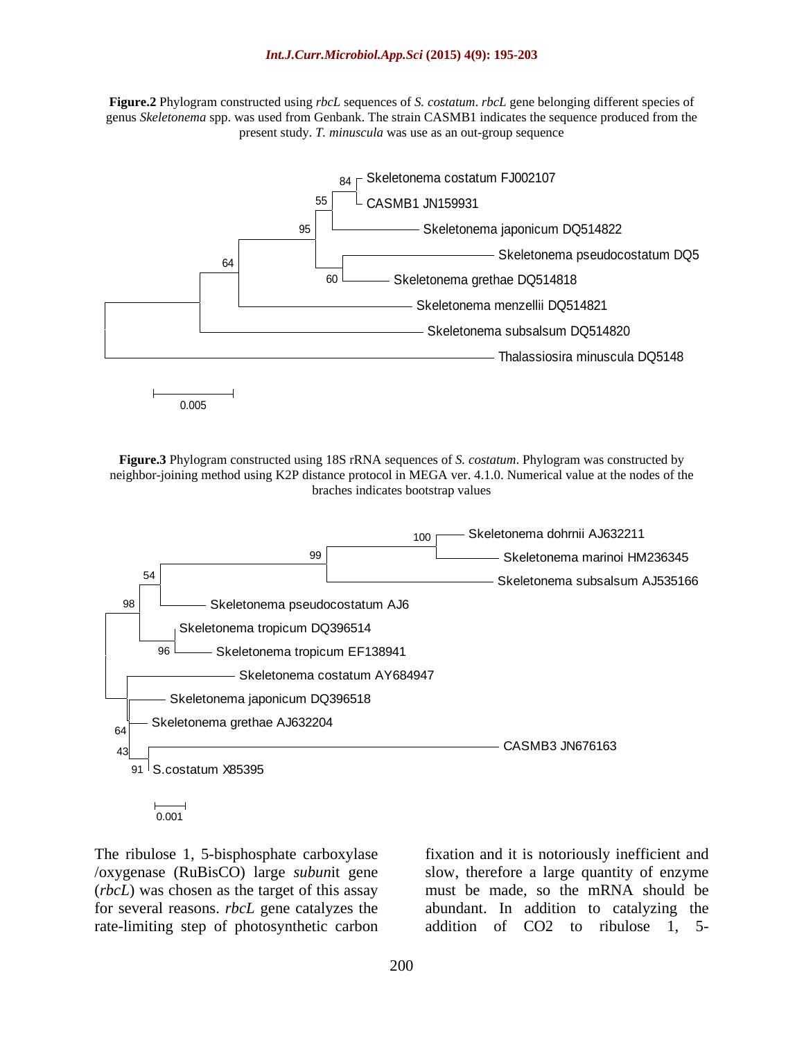**Figure.2** Phylogram constructed using *rbcL* sequences of *S. costatum*. *rbcL* gene belonging different species of genus *Skeletonema* spp. was used from Genbank. The strain CASMB1 indicates the sequence produced from the present study. *T. minuscula* was use as an out-group sequence

**Figure.3** Phylogram constructed using 18S rRNA sequences of *S. costatum*. Phylogram was constructed by neighbor-joining method using K2P distance protocol in MEGA ver. 4.1.0. Numerical value at the nodes of the braches indicates bootstrap values

The ribulose 1, 5-bisphosphate carboxylase /oxygenase (RuBisCO) large *subun*it gene (*rbcL*) was chosen as the target of this assay for several reasons. *rbcL* gene catalyzes the rate-limiting step of photosynthetic carbon fixation and it is notoriously inefficient and slow, therefore a large quantity of enzyme must be made, so the mRNA should be abundant. In addition to catalyzing the addition of CO2 to ribulose 1, 5-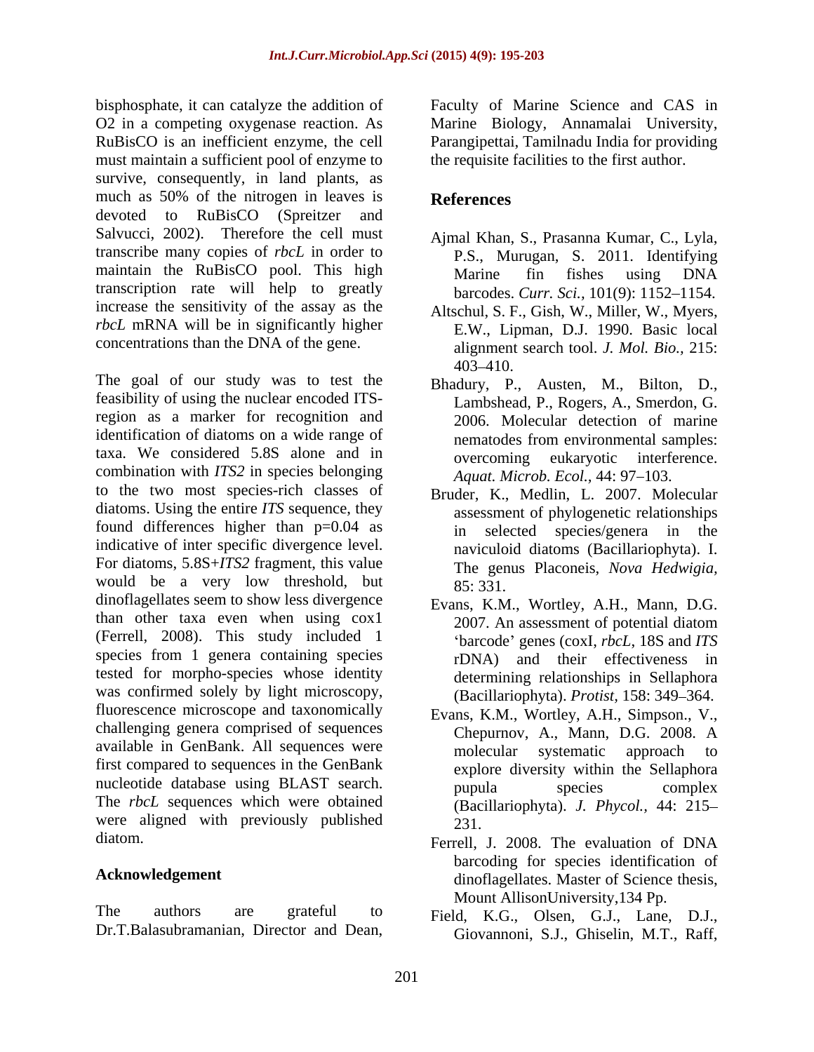bisphosphate, it can catalyze the addition of O2 in a competing oxygenase reaction. As RuBisCO is an inefficient enzyme, the cell must maintain a sufficient pool of enzyme to survive, consequently, in land plants, as much as 50% of the nitrogen in leaves is devoted to RuBisCO (Spreitzer and Salvucci, 2002). Therefore the cell must transcribe many copies of *rbcL* in order to maintain the RuBisCO pool. This high transcription rate will help to greatly increase the sensitivity of the assay as the *rbcL* mRNA will be in significantly higher concentrations than the DNA of the gene.

The goal of our study was to test the feasibility of using the nuclear encoded ITS-region as a marker for recognition and identification of diatoms on a wide range of taxa. We considered 5.8S alone and in combination with *ITS2* in species belonging to the two most species-rich classes of diatoms. Using the entire *ITS* sequence, they found differences higher than p=0.04 as indicative of inter specific divergence level. For diatoms, 5.8S+*ITS2* fragment, this value would be a very low threshold, but dinoflagellates seem to show less divergence than other taxa even when using cox1 (Ferrell, 2008). This study included 1 species from 1 genera containing species tested for morpho-species whose identity was confirmed solely by light microscopy, fluorescence microscope and taxonomically challenging genera comprised of sequences available in GenBank. All sequences were first compared to sequences in the GenBank nucleotide database using BLAST search. The *rbcL* sequences which were obtained were aligned with previously published diatom.

## Acknowledgement

The authors are grateful to Dr.T.Balasubramanian, Director and Dean, Faculty of Marine Science and CAS in Marine Biology, Annamalai University, Parangipettai, Tamilnadu India for providing the requisite facilities to the first author.

## References

Ajmal Khan, S., Prasanna Kumar, C., Lyla, P.S., Murugan, S. 2011. Identifying Marine fin fishes using DNA barcodes. *Curr. Sci.,* 101(9): 1152–1154.

Altschul, S. F., Gish, W., Miller, W., Myers, E.W., Lipman, D.J. 1990. Basic local alignment search tool. *J. Mol. Bio.,* 215: 403–410.

Bhadury, P., Austen, M., Bilton, D., Lambshead, P., Rogers, A., Smerdon, G. 2006. Molecular detection of marine nematodes from environmental samples: overcoming eukaryotic interference. *Aquat. Microb. Ecol.,* 44: 97–103.

Bruder, K., Medlin, L. 2007. Molecular assessment of phylogenetic relationships in selected species/genera in the naviculoid diatoms (Bacillariophyta). I. The genus Placoneis, *Nova Hedwigia,* 85: 331.

Evans, K.M., Wortley, A.H., Mann, D.G. 2007. An assessment of potential diatom 'barcode' genes (coxI, *rbcL*, 18S and *ITS* rDNA) and their effectiveness in determining relationships in Sellaphora (Bacillariophyta). *Protist,* 158: 349–364.

Evans, K.M., Wortley, A.H., Simpson., V., Chepurnov, A., Mann, D.G. 2008. A molecular systematic approach to explore diversity within the Sellaphora pupula species complex (Bacillariophyta). *J. Phycol.,* 44: 215–231.

Ferrell, J. 2008. The evaluation of DNA barcoding for species identification of dinoflagellates. Master of Science thesis, Mount AllisonUniversity,134 Pp.

Field, K.G., Olsen, G.J., Lane, D.J., Giovannoni, S.J., Ghiselin, M.T., Raff,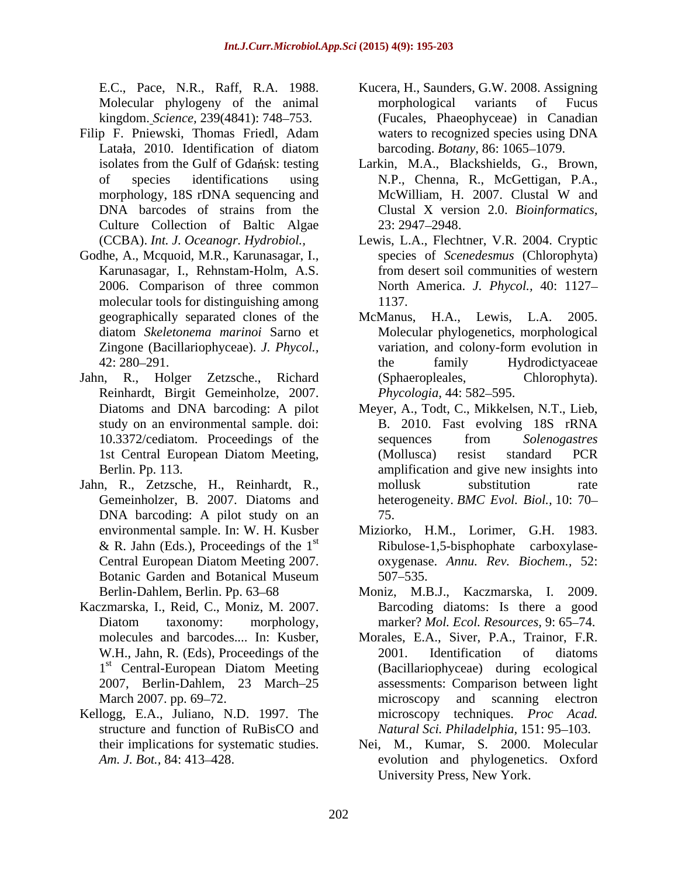E.C., Pace, N.R., Raff, R.A. 1988. Molecular phylogeny of the animal kingdom. *Science,* 239(4841): 748–753.

Filip F. Pniewski, Thomas Friedl, Adam Latała, 2010. Identification of diatom isolates from the Gulf of Gdańsk: testing of species identifications using morphology, 18S rDNA sequencing and DNA barcodes of strains from the Culture Collection of Baltic Algae (CCBA). *Int. J. Oceanogr. Hydrobiol.,*

Godhe, A., Mcquoid, M.R., Karunasagar, I., Karunasagar, I., Rehnstam-Holm, A.S. 2006. Comparison of three common molecular tools for distinguishing among geographically separated clones of the diatom *Skeletonema marinoi* Sarno et Zingone (Bacillariophyceae). *J. Phycol.,* 42: 280–291.

Jahn, R., Holger Zetzsche., Richard Reinhardt, Birgit Gemeinholze, 2007. Diatoms and DNA barcoding: A pilot study on an environmental sample. doi: 10.3372/cediatom. Proceedings of the 1st Central European Diatom Meeting, Berlin. Pp. 113.

Jahn, R., Zetzsche, H., Reinhardt, R., Gemeinholzer, B. 2007. Diatoms and DNA barcoding: A pilot study on an environmental sample. In: W. H. Kusber & R. Jahn (Eds.), Proceedings of the 1st Central European Diatom Meeting 2007. Botanic Garden and Botanical Museum Berlin-Dahlem, Berlin. Pp. 63–68

Kaczmarska, I., Reid, C., Moniz, M. 2007. Diatom taxonomy: morphology, molecules and barcodes.... In: Kusber, W.H., Jahn, R. (Eds), Proceedings of the 1st Central-European Diatom Meeting 2007, Berlin-Dahlem, 23 March–25 March 2007. pp. 69–72.

Kellogg, E.A., Juliano, N.D. 1997. The structure and function of RuBisCO and their implications for systematic studies. *Am. J. Bot.,* 84: 413–428.

Kucera, H., Saunders, G.W. 2008. Assigning morphological variants of Fucus (Fucales, Phaeophyceae) in Canadian waters to recognized species using DNA barcoding. *Botany,* 86: 1065–1079.

Larkin, M.A., Blackshields, G., Brown, N.P., Chenna, R., McGettigan, P.A., McWilliam, H. 2007. Clustal W and Clustal X version 2.0. *Bioinformatics,* 23: 2947–2948.

Lewis, L.A., Flechtner, V.R. 2004. Cryptic species of *Scenedesmus* (Chlorophyta) from desert soil communities of western North America. *J. Phycol.,* 40: 1127–1137.

McManus, H.A., Lewis, L.A. 2005. Molecular phylogenetics, morphological variation, and colony-form evolution in the family Hydrodictyaceae (Sphaeropleales, Chlorophyta). *Phycologia,* 44: 582–595.

Meyer, A., Todt, C., Mikkelsen, N.T., Lieb, B. 2010. Fast evolving 18S rRNA sequences from *Solenogastres* (Mollusca) resist standard PCR amplification and give new insights into mollusk substitution rate heterogeneity. *BMC Evol. Biol.,* 10: 70–75.

Miziorko, H.M., Lorimer, G.H. 1983. Ribulose-1,5-bisphophate carboxylase-oxygenase. *Annu. Rev. Biochem.,* 52: 507–535.

Moniz, M.B.J., Kaczmarska, I. 2009. Barcoding diatoms: Is there a good marker? *Mol. Ecol. Resources,* 9: 65–74.

Morales, E.A., Siver, P.A., Trainor, F.R. 2001. Identification of diatoms (Bacillariophyceae) during ecological assessments: Comparison between light microscopy and scanning electron microscopy techniques. *Proc Acad. Natural Sci. Philadelphia,* 151: 95–103.

Nei, M., Kumar, S. 2000. Molecular evolution and phylogenetics. Oxford University Press, New York.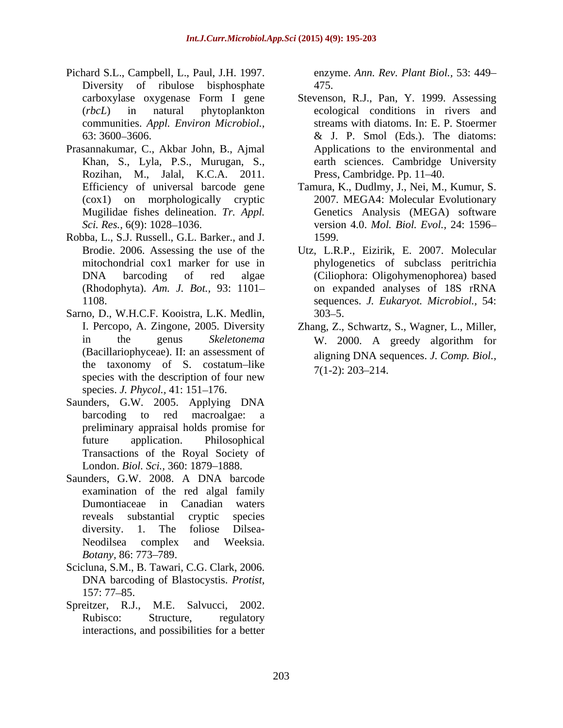Pichard S.L., Campbell, L., Paul, J.H. 1997. Diversity of ribulose bisphosphate carboxylase oxygenase Form I gene (*rbcL*) in natural phytoplankton communities. *Appl. Environ Microbiol.,* 63: 3600–3606.

Prasannakumar, C., Akbar John, B., Ajmal Khan, S., Lyla, P.S., Murugan, S., Rozihan, M., Jalal, K.C.A. 2011. Efficiency of universal barcode gene (cox1) on morphologically cryptic Mugilidae fishes delineation. *Tr. Appl. Sci. Res.,* 6(9): 1028–1036.

Robba, L., S.J. Russell., G.L. Barker., and J. Brodie. 2006. Assessing the use of the mitochondrial cox1 marker for use in DNA barcoding of red algae (Rhodophyta). *Am. J. Bot.,* 93: 1101–1108.

Sarno, D., W.H.C.F. Kooistra, L.K. Medlin, I. Percopo, A. Zingone, 2005. Diversity in the genus *Skeletonema* (Bacillariophyceae). II: an assessment of the taxonomy of S. costatum–like species with the description of four new species. *J. Phycol.,* 41: 151–176.

Saunders, G.W. 2005. Applying DNA barcoding to red macroalgae: a preliminary appraisal holds promise for future application. Philosophical Transactions of the Royal Society of London. *Biol. Sci.,* 360: 1879–1888.

Saunders, G.W. 2008. A DNA barcode examination of the red algal family Dumontiaceae in Canadian waters reveals substantial cryptic species diversity. 1. The foliose Dilsea-Neodilsea complex and Weeksia. *Botany,* 86: 773–789.

Scicluna, S.M., B. Tawari, C.G. Clark, 2006. DNA barcoding of Blastocystis. *Protist,* 157: 77–85.

Spreitzer, R.J., M.E. Salvucci, 2002. Rubisco: Structure, regulatory interactions, and possibilities for a better enzyme. *Ann. Rev. Plant Biol.,* 53: 449–475.

Stevenson, R.J., Pan, Y. 1999. Assessing ecological conditions in rivers and streams with diatoms. In: E. P. Stoermer & J. P. Smol (Eds.). The diatoms: Applications to the environmental and earth sciences. Cambridge University Press, Cambridge. Pp. 11–40.

Tamura, K., Dudlmy, J., Nei, M., Kumur, S. 2007. MEGA4: Molecular Evolutionary Genetics Analysis (MEGA) software version 4.0. *Mol. Biol. Evol.,* 24: 1596–1599.

Utz, L.R.P., Eizirik, E. 2007. Molecular phylogenetics of subclass peritrichia (Ciliophora: Oligohymenophorea) based on expanded analyses of 18S rRNA sequences. *J. Eukaryot. Microbiol.,* 54: 303–5.

Zhang, Z., Schwartz, S., Wagner, L., Miller, W. 2000. A greedy algorithm for aligning DNA sequences. *J. Comp. Biol.,* 7(1-2): 203–214.